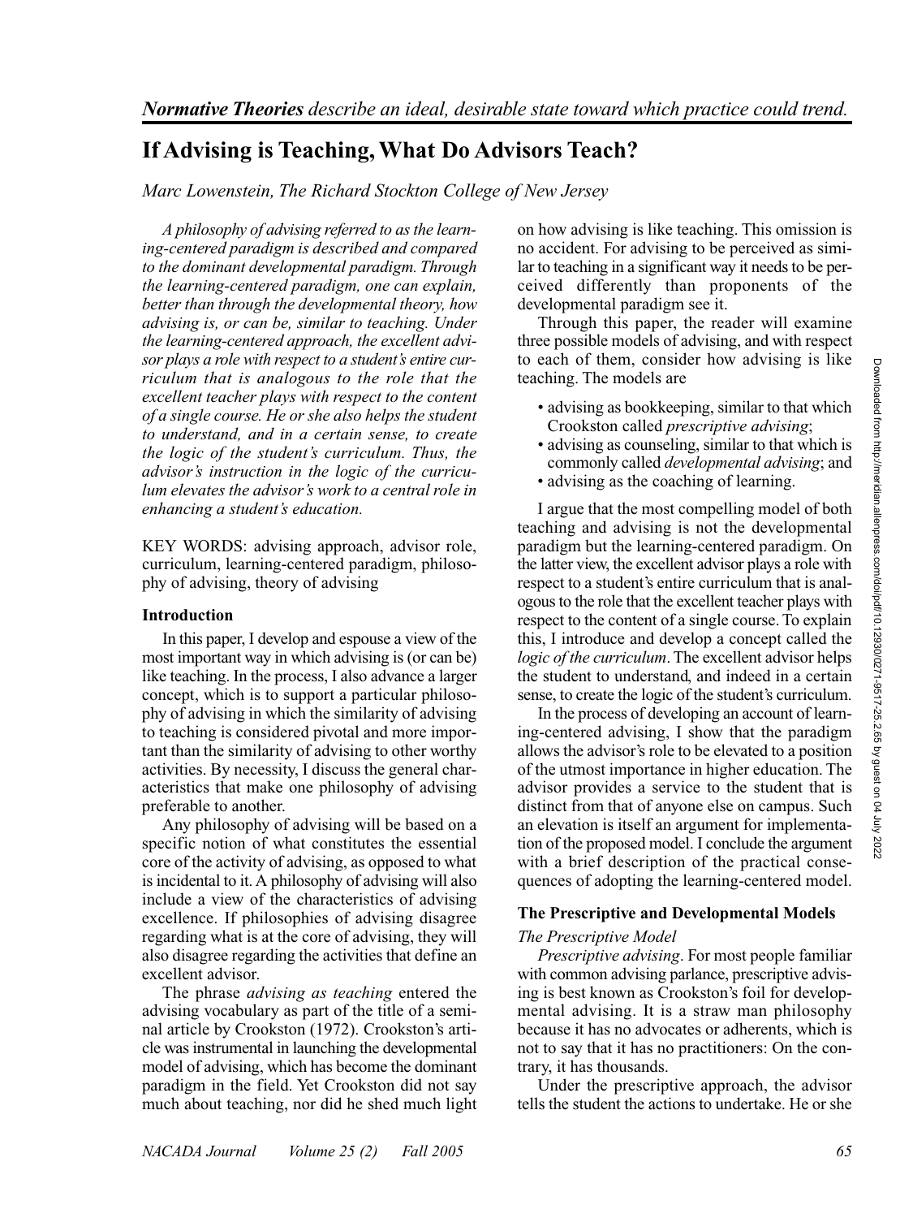*Normative Theories describe an ideal, desirable state toward which practice could trend.*

# If Advising is Teaching, What Do Advisors Teach?

*Marc Lowenstein, The Richard Stockton College of New Jersey*

*A philosophy of advising referred to as the learning-centered paradigm is described and compared to the dominant developmental paradigm. Through the learning-centered paradigm, one can explain, better than through the developmental theory, how advising is, or can be, similar to teaching. Under the learning-centered approach, the excellent advisor plays a role with respect to a student's entire curriculum that is analogous to the role that the excellent teacher plays with respect to the content of a single course. He or she also helps the student to understand, and in a certain sense, to create the logic of the student's curriculum. Thus, the advisor's instruction in the logic of the curriculum elevates the advisor's work to a central role in enhancing a student's education.*

KEY WORDS: advising approach, advisor role, curriculum, learning-centered paradigm, philosophy of advising, theory of advising

## Introduction

In this paper, I develop and espouse a view of the most important way in which advising is (or can be) like teaching. In the process, I also advance a larger concept, which is to support a particular philosophy of advising in which the similarity of advising to teaching is considered pivotal and more important than the similarity of advising to other worthy activities. By necessity, I discuss the general characteristics that make one philosophy of advising preferable to another.

Any philosophy of advising will be based on a specific notion of what constitutes the essential core of the activity of advising, as opposed to what is incidental to it. A philosophy of advising will also include a view of the characteristics of advising excellence. If philosophies of advising disagree regarding what is at the core of advising, they will also disagree regarding the activities that define an excellent advisor.

The phrase *advising as teaching* entered the advising vocabulary as part of the title of a seminal article by Crookston (1972). Crookston's article was instrumental in launching the developmental model of advising, which has become the dominant paradigm in the field. Yet Crookston did not say much about teaching, nor did he shed much light on how advising is like teaching. This omission is no accident. For advising to be perceived as similar to teaching in a significant way it needs to be perceived differently than proponents of the developmental paradigm see it.

Through this paper, the reader will examine three possible models of advising, and with respect to each of them, consider how advising is like teaching. The models are

- advising as bookkeeping, similar to that which Crookston called *prescriptive advising*;
- advising as counseling, similar to that which is commonly called *developmental advising*; and
- advising as the coaching of learning.

I argue that the most compelling model of both teaching and advising is not the developmental paradigm but the learning-centered paradigm. On the latter view, the excellent advisor plays a role with respect to a student's entire curriculum that is analogous to the role that the excellent teacher plays with respect to the content of a single course. To explain this, I introduce and develop a concept called the *logic of the curriculum*. The excellent advisor helps the student to understand, and indeed in a certain sense, to create the logic of the student's curriculum.

In the process of developing an account of learning-centered advising, I show that the paradigm allows the advisor's role to be elevated to a position of the utmost importance in higher education. The advisor provides a service to the student that is distinct from that of anyone else on campus. Such an elevation is itself an argument for implementation of the proposed model. I conclude the argument with a brief description of the practical consequences of adopting the learning-centered model.

## The Prescriptive and Developmental Models

### The Prescriptive Model

*Prescriptive advising*. For most people familiar with common advising parlance, prescriptive advising is best known as Crookston's foil for developmental advising. It is a straw man philosophy because it has no advocates or adherents, which is not to say that it has no practitioners: On the contrary, it has thousands.

Under the prescriptive approach, the advisor tells the student the actions to undertake. He or she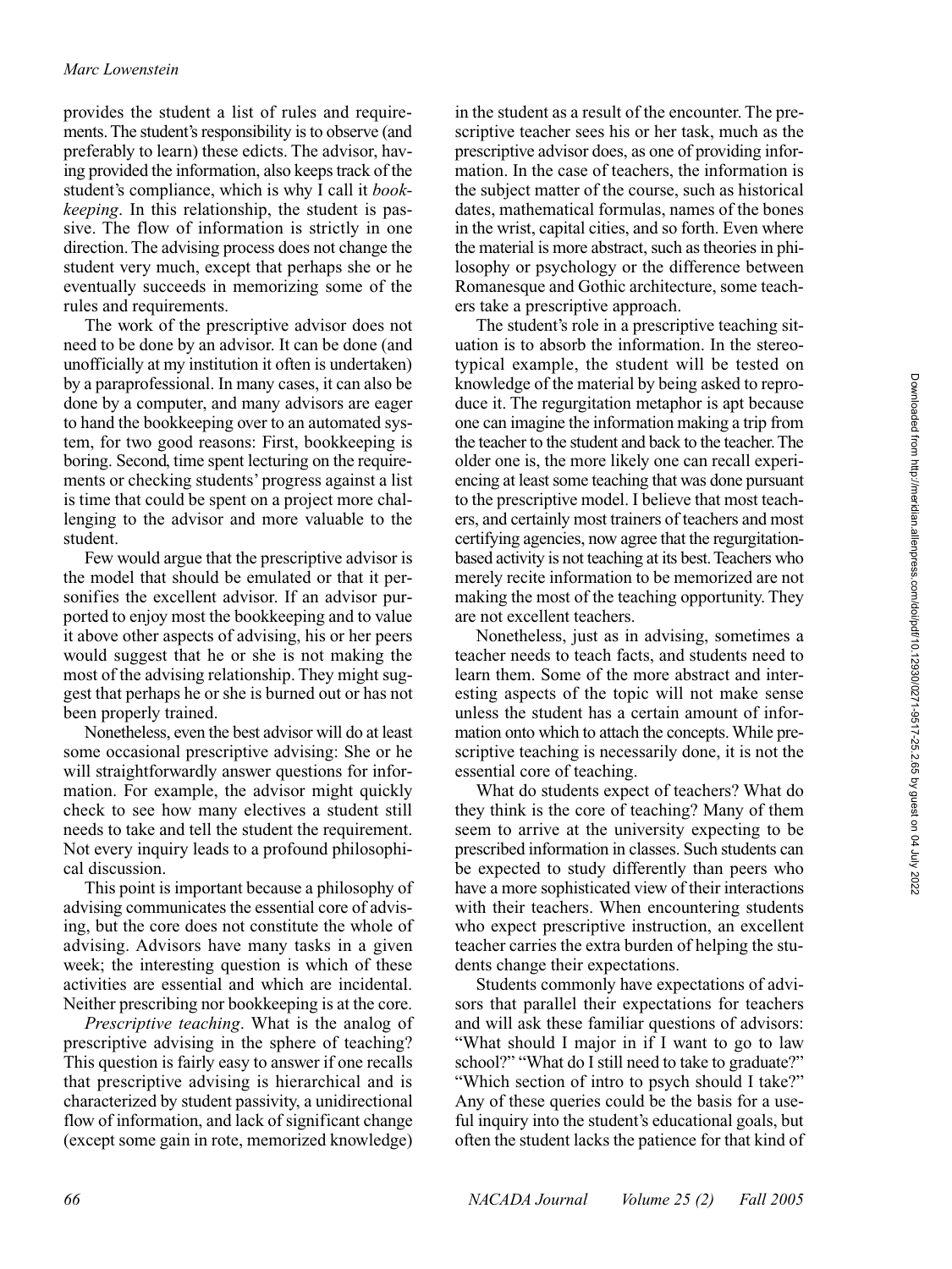provides the student a list of rules and requirements. The student's responsibility is to observe (and preferably to learn) these edicts. The advisor, having provided the information, also keeps track of the student's compliance, which is why I call it *bookkeeping*. In this relationship, the student is passive. The flow of information is strictly in one direction. The advising process does not change the student very much, except that perhaps she or he eventually succeeds in memorizing some of the rules and requirements.

The work of the prescriptive advisor does not need to be done by an advisor. It can be done (and unofficially at my institution it often is undertaken) by a paraprofessional. In many cases, it can also be done by a computer, and many advisors are eager to hand the bookkeeping over to an automated system, for two good reasons: First, bookkeeping is boring. Second, time spent lecturing on the requirements or checking students' progress against a list is time that could be spent on a project more challenging to the advisor and more valuable to the student.

Few would argue that the prescriptive advisor is the model that should be emulated or that it personifies the excellent advisor. If an advisor purported to enjoy most the bookkeeping and to value it above other aspects of advising, his or her peers would suggest that he or she is not making the most of the advising relationship. They might suggest that perhaps he or she is burned out or has not been properly trained.

Nonetheless, even the best advisor will do at least some occasional prescriptive advising: She or he will straightforwardly answer questions for information. For example, the advisor might quickly check to see how many electives a student still needs to take and tell the student the requirement. Not every inquiry leads to a profound philosophical discussion.

This point is important because a philosophy of advising communicates the essential core of advising, but the core does not constitute the whole of advising. Advisors have many tasks in a given week; the interesting question is which of these activities are essential and which are incidental. Neither prescribing nor bookkeeping is at the core.

*Prescriptive teaching*. What is the analog of prescriptive advising in the sphere of teaching? This question is fairly easy to answer if one recalls that prescriptive advising is hierarchical and is characterized by student passivity, a unidirectional flow of information, and lack of significant change (except some gain in rote, memorized knowledge) in the student as a result of the encounter. The prescriptive teacher sees his or her task, much as the prescriptive advisor does, as one of providing information. In the case of teachers, the information is the subject matter of the course, such as historical dates, mathematical formulas, names of the bones in the wrist, capital cities, and so forth. Even where the material is more abstract, such as theories in philosophy or psychology or the difference between Romanesque and Gothic architecture, some teachers take a prescriptive approach.

The student's role in a prescriptive teaching situation is to absorb the information. In the stereotypical example, the student will be tested on knowledge of the material by being asked to reproduce it. The regurgitation metaphor is apt because one can imagine the information making a trip from the teacher to the student and back to the teacher. The older one is, the more likely one can recall experiencing at least some teaching that was done pursuant to the prescriptive model. I believe that most teachers, and certainly most trainers of teachers and most certifying agencies, now agree that the regurgitation-based activity is not teaching at its best. Teachers who merely recite information to be memorized are not making the most of the teaching opportunity. They are not excellent teachers.

Nonetheless, just as in advising, sometimes a teacher needs to teach facts, and students need to learn them. Some of the more abstract and interesting aspects of the topic will not make sense unless the student has a certain amount of information onto which to attach the concepts. While prescriptive teaching is necessarily done, it is not the essential core of teaching.

What do students expect of teachers? What do they think is the core of teaching? Many of them seem to arrive at the university expecting to be prescribed information in classes. Such students can be expected to study differently than peers who have a more sophisticated view of their interactions with their teachers. When encountering students who expect prescriptive instruction, an excellent teacher carries the extra burden of helping the students change their expectations.

Students commonly have expectations of advisors that parallel their expectations for teachers and will ask these familiar questions of advisors: "What should I major in if I want to go to law school?" "What do I still need to take to graduate?" "Which section of intro to psych should I take?" Any of these queries could be the basis for a useful inquiry into the student's educational goals, but often the student lacks the patience for that kind of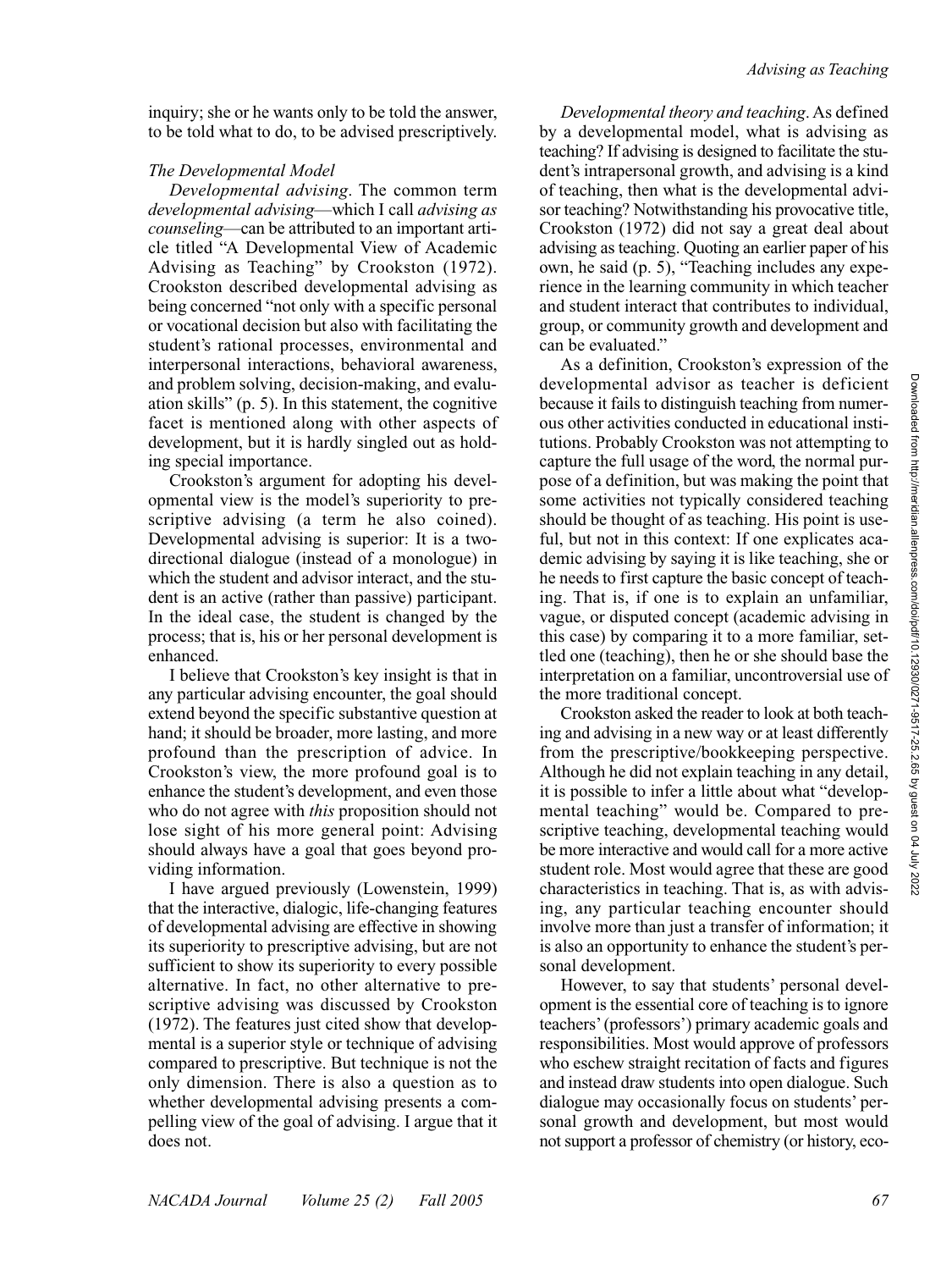inquiry; she or he wants only to be told the answer, to be told what to do, to be advised prescriptively.

### *The Developmental Model*

*Developmental advising*. The common term *developmental advising*—which I call *advising as counseling*—can be attributed to an important article titled "A Developmental View of Academic Advising as Teaching" by Crookston (1972). Crookston described developmental advising as being concerned "not only with a specific personal or vocational decision but also with facilitating the student's rational processes, environmental and interpersonal interactions, behavioral awareness, and problem solving, decision-making, and evaluation skills" (p. 5). In this statement, the cognitive facet is mentioned along with other aspects of development, but it is hardly singled out as holding special importance.

Crookston's argument for adopting his developmental view is the model's superiority to prescriptive advising (a term he also coined). Developmental advising is superior: It is a two-directional dialogue (instead of a monologue) in which the student and advisor interact, and the student is an active (rather than passive) participant. In the ideal case, the student is changed by the process; that is, his or her personal development is enhanced.

I believe that Crookston's key insight is that in any particular advising encounter, the goal should extend beyond the specific substantive question at hand; it should be broader, more lasting, and more profound than the prescription of advice. In Crookston's view, the more profound goal is to enhance the student's development, and even those who do not agree with *this* proposition should not lose sight of his more general point: Advising should always have a goal that goes beyond providing information.

I have argued previously (Lowenstein, 1999) that the interactive, dialogic, life-changing features of developmental advising are effective in showing its superiority to prescriptive advising, but are not sufficient to show its superiority to every possible alternative. In fact, no other alternative to prescriptive advising was discussed by Crookston (1972). The features just cited show that developmental is a superior style or technique of advising compared to prescriptive. But technique is not the only dimension. There is also a question as to whether developmental advising presents a compelling view of the goal of advising. I argue that it does not.

*Developmental theory and teaching*. As defined by a developmental model, what is advising as teaching? If advising is designed to facilitate the student's intrapersonal growth, and advising is a kind of teaching, then what is the developmental advisor teaching? Notwithstanding his provocative title, Crookston (1972) did not say a great deal about advising as teaching. Quoting an earlier paper of his own, he said (p. 5), "Teaching includes any experience in the learning community in which teacher and student interact that contributes to individual, group, or community growth and development and can be evaluated."

As a definition, Crookston's expression of the developmental advisor as teacher is deficient because it fails to distinguish teaching from numerous other activities conducted in educational institutions. Probably Crookston was not attempting to capture the full usage of the word, the normal purpose of a definition, but was making the point that some activities not typically considered teaching should be thought of as teaching. His point is useful, but not in this context: If one explicates academic advising by saying it is like teaching, she or he needs to first capture the basic concept of teaching. That is, if one is to explain an unfamiliar, vague, or disputed concept (academic advising in this case) by comparing it to a more familiar, settled one (teaching), then he or she should base the interpretation on a familiar, uncontroversial use of the more traditional concept.

Crookston asked the reader to look at both teaching and advising in a new way or at least differently from the prescriptive/bookkeeping perspective. Although he did not explain teaching in any detail, it is possible to infer a little about what "developmental teaching" would be. Compared to prescriptive teaching, developmental teaching would be more interactive and would call for a more active student role. Most would agree that these are good characteristics in teaching. That is, as with advising, any particular teaching encounter should involve more than just a transfer of information; it is also an opportunity to enhance the student's personal development.

However, to say that students' personal development is the essential core of teaching is to ignore teachers' (professors') primary academic goals and responsibilities. Most would approve of professors who eschew straight recitation of facts and figures and instead draw students into open dialogue. Such dialogue may occasionally focus on students' personal growth and development, but most would not support a professor of chemistry (or history, eco-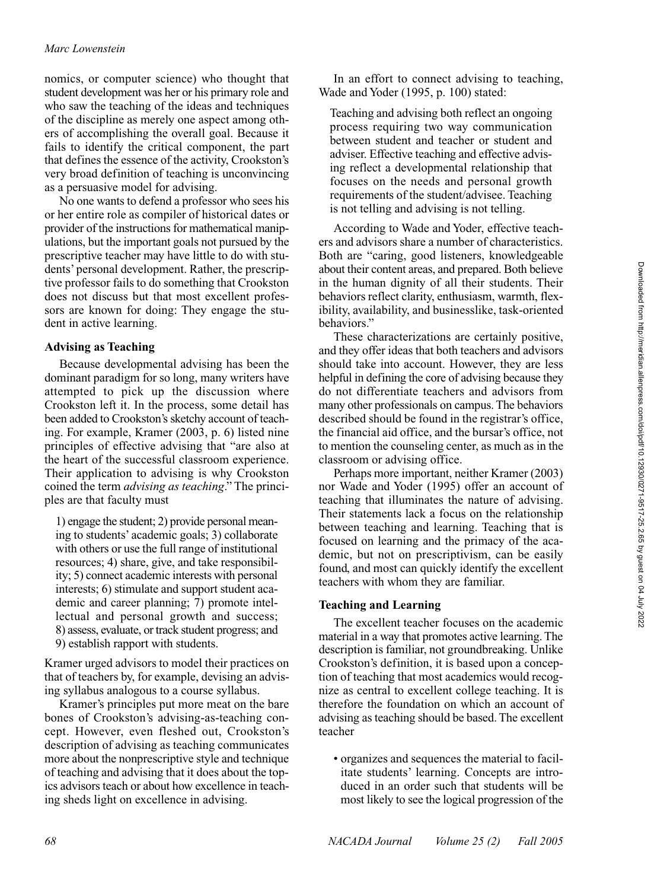nomics, or computer science) who thought that student development was her or his primary role and who saw the teaching of the ideas and techniques of the discipline as merely one aspect among others of accomplishing the overall goal. Because it fails to identify the critical component, the part that defines the essence of the activity, Crookston's very broad definition of teaching is unconvincing as a persuasive model for advising.

No one wants to defend a professor who sees his or her entire role as compiler of historical dates or provider of the instructions for mathematical manipulations, but the important goals not pursued by the prescriptive teacher may have little to do with students' personal development. Rather, the prescriptive professor fails to do something that Crookston does not discuss but that most excellent professors are known for doing: They engage the student in active learning.

### Advising as Teaching

Because developmental advising has been the dominant paradigm for so long, many writers have attempted to pick up the discussion where Crookston left it. In the process, some detail has been added to Crookston's sketchy account of teaching. For example, Kramer (2003, p. 6) listed nine principles of effective advising that "are also at the heart of the successful classroom experience. Their application to advising is why Crookston coined the term *advising as teaching*." The principles are that faculty must

> 1) engage the student; 2) provide personal meaning to students' academic goals; 3) collaborate with others or use the full range of institutional resources; 4) share, give, and take responsibility; 5) connect academic interests with personal interests; 6) stimulate and support student academic and career planning; 7) promote intellectual and personal growth and success; 8) assess, evaluate, or track student progress; and 9) establish rapport with students.

Kramer urged advisors to model their practices on that of teachers by, for example, devising an advising syllabus analogous to a course syllabus.

Kramer's principles put more meat on the bare bones of Crookston's advising-as-teaching concept. However, even fleshed out, Crookston's description of advising as teaching communicates more about the nonprescriptive style and technique of teaching and advising that it does about the topics advisors teach or about how excellence in teaching sheds light on excellence in advising.

In an effort to connect advising to teaching, Wade and Yoder (1995, p. 100) stated:

> Teaching and advising both reflect an ongoing process requiring two way communication between student and teacher or student and adviser. Effective teaching and effective advising reflect a developmental relationship that focuses on the needs and personal growth requirements of the student/advisee. Teaching is not telling and advising is not telling.

According to Wade and Yoder, effective teachers and advisors share a number of characteristics. Both are "caring, good listeners, knowledgeable about their content areas, and prepared. Both believe in the human dignity of all their students. Their behaviors reflect clarity, enthusiasm, warmth, flexibility, availability, and businesslike, task-oriented behaviors."

These characterizations are certainly positive, and they offer ideas that both teachers and advisors should take into account. However, they are less helpful in defining the core of advising because they do not differentiate teachers and advisors from many other professionals on campus. The behaviors described should be found in the registrar's office, the financial aid office, and the bursar's office, not to mention the counseling center, as much as in the classroom or advising office.

Perhaps more important, neither Kramer (2003) nor Wade and Yoder (1995) offer an account of teaching that illuminates the nature of advising. Their statements lack a focus on the relationship between teaching and learning. Teaching that is focused on learning and the primacy of the academic, but not on prescriptivism, can be easily found, and most can quickly identify the excellent teachers with whom they are familiar.

### Teaching and Learning

The excellent teacher focuses on the academic material in a way that promotes active learning. The description is familiar, not groundbreaking. Unlike Crookston's definition, it is based upon a conception of teaching that most academics would recognize as central to excellent college teaching. It is therefore the foundation on which an account of advising as teaching should be based. The excellent teacher

- organizes and sequences the material to facilitate students' learning. Concepts are introduced in an order such that students will be most likely to see the logical progression of the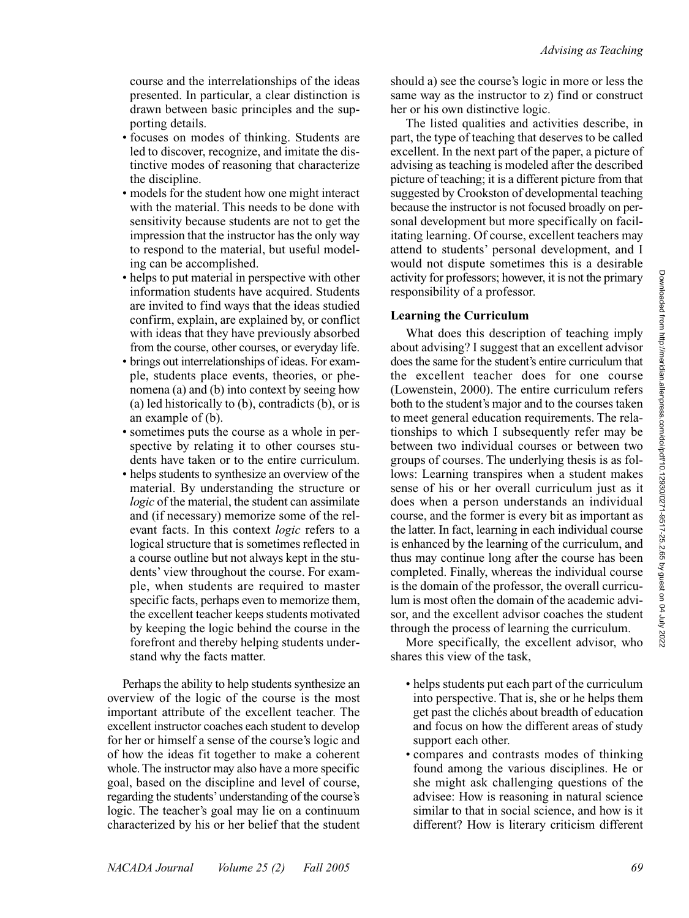course and the interrelationships of the ideas presented. In particular, a clear distinction is drawn between basic principles and the supporting details.

- focuses on modes of thinking. Students are led to discover, recognize, and imitate the distinctive modes of reasoning that characterize the discipline.
- models for the student how one might interact with the material. This needs to be done with sensitivity because students are not to get the impression that the instructor has the only way to respond to the material, but useful modeling can be accomplished.
- helps to put material in perspective with other information students have acquired. Students are invited to find ways that the ideas studied confirm, explain, are explained by, or conflict with ideas that they have previously absorbed from the course, other courses, or everyday life.
- brings out interrelationships of ideas. For example, students place events, theories, or phenomena (a) and (b) into context by seeing how (a) led historically to (b), contradicts (b), or is an example of (b).
- sometimes puts the course as a whole in perspective by relating it to other courses students have taken or to the entire curriculum.
- helps students to synthesize an overview of the material. By understanding the structure or *logic* of the material, the student can assimilate and (if necessary) memorize some of the relevant facts. In this context *logic* refers to a logical structure that is sometimes reflected in a course outline but not always kept in the students' view throughout the course. For example, when students are required to master specific facts, perhaps even to memorize them, the excellent teacher keeps students motivated by keeping the logic behind the course in the forefront and thereby helping students understand why the facts matter.

Perhaps the ability to help students synthesize an overview of the logic of the course is the most important attribute of the excellent teacher. The excellent instructor coaches each student to develop for her or himself a sense of the course's logic and of how the ideas fit together to make a coherent whole. The instructor may also have a more specific goal, based on the discipline and level of course, regarding the students' understanding of the course's logic. The teacher's goal may lie on a continuum characterized by his or her belief that the student should a) see the course's logic in more or less the same way as the instructor to z) find or construct her or his own distinctive logic.

The listed qualities and activities describe, in part, the type of teaching that deserves to be called excellent. In the next part of the paper, a picture of advising as teaching is modeled after the described picture of teaching; it is a different picture from that suggested by Crookston of developmental teaching because the instructor is not focused broadly on personal development but more specifically on facilitating learning. Of course, excellent teachers may attend to students' personal development, and I would not dispute sometimes this is a desirable activity for professors; however, it is not the primary responsibility of a professor.

### Learning the Curriculum

What does this description of teaching imply about advising? I suggest that an excellent advisor does the same for the student's entire curriculum that the excellent teacher does for one course (Lowenstein, 2000). The entire curriculum refers both to the student's major and to the courses taken to meet general education requirements. The relationships to which I subsequently refer may be between two individual courses or between two groups of courses. The underlying thesis is as follows: Learning transpires when a student makes sense of his or her overall curriculum just as it does when a person understands an individual course, and the former is every bit as important as the latter. In fact, learning in each individual course is enhanced by the learning of the curriculum, and thus may continue long after the course has been completed. Finally, whereas the individual course is the domain of the professor, the overall curriculum is most often the domain of the academic advisor, and the excellent advisor coaches the student through the process of learning the curriculum.

More specifically, the excellent advisor, who shares this view of the task,

- helps students put each part of the curriculum into perspective. That is, she or he helps them get past the clichés about breadth of education and focus on how the different areas of study support each other.
- compares and contrasts modes of thinking found among the various disciplines. He or she might ask challenging questions of the advisee: How is reasoning in natural science similar to that in social science, and how is it different? How is literary criticism different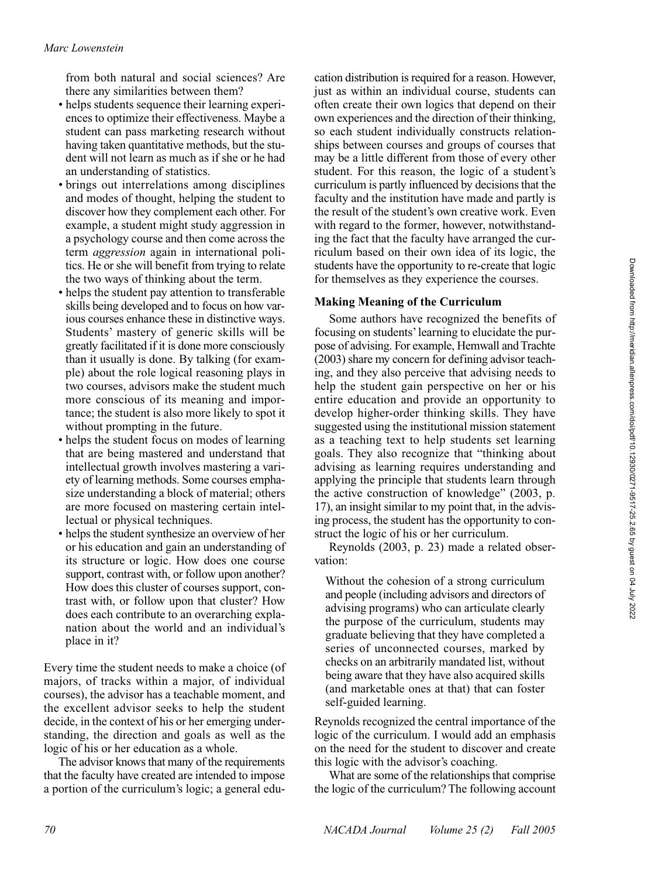from both natural and social sciences? Are there any similarities between them?

- helps students sequence their learning experiences to optimize their effectiveness. Maybe a student can pass marketing research without having taken quantitative methods, but the student will not learn as much as if she or he had an understanding of statistics.
- brings out interrelations among disciplines and modes of thought, helping the student to discover how they complement each other. For example, a student might study aggression in a psychology course and then come across the term *aggression* again in international politics. He or she will benefit from trying to relate the two ways of thinking about the term.
- helps the student pay attention to transferable skills being developed and to focus on how various courses enhance these in distinctive ways. Students' mastery of generic skills will be greatly facilitated if it is done more consciously than it usually is done. By talking (for example) about the role logical reasoning plays in two courses, advisors make the student much more conscious of its meaning and importance; the student is also more likely to spot it without prompting in the future.
- helps the student focus on modes of learning that are being mastered and understand that intellectual growth involves mastering a variety of learning methods. Some courses emphasize understanding a block of material; others are more focused on mastering certain intellectual or physical techniques.
- helps the student synthesize an overview of her or his education and gain an understanding of its structure or logic. How does one course support, contrast with, or follow upon another? How does this cluster of courses support, contrast with, or follow upon that cluster? How does each contribute to an overarching explanation about the world and an individual's place in it?

Every time the student needs to make a choice (of majors, of tracks within a major, of individual courses), the advisor has a teachable moment, and the excellent advisor seeks to help the student decide, in the context of his or her emerging understanding, the direction and goals as well as the logic of his or her education as a whole.

The advisor knows that many of the requirements that the faculty have created are intended to impose a portion of the curriculum's logic; a general education distribution is required for a reason. However, just as within an individual course, students can often create their own logics that depend on their own experiences and the direction of their thinking, so each student individually constructs relationships between courses and groups of courses that may be a little different from those of every other student. For this reason, the logic of a student's curriculum is partly influenced by decisions that the faculty and the institution have made and partly is the result of the student's own creative work. Even with regard to the former, however, notwithstanding the fact that the faculty have arranged the curriculum based on their own idea of its logic, the students have the opportunity to re-create that logic for themselves as they experience the courses.

### Making Meaning of the Curriculum

Some authors have recognized the benefits of focusing on students' learning to elucidate the purpose of advising. For example, Hemwall and Trachte (2003) share my concern for defining advisor teaching, and they also perceive that advising needs to help the student gain perspective on her or his entire education and provide an opportunity to develop higher-order thinking skills. They have suggested using the institutional mission statement as a teaching text to help students set learning goals. They also recognize that "thinking about advising as learning requires understanding and applying the principle that students learn through the active construction of knowledge" (2003, p. 17), an insight similar to my point that, in the advising process, the student has the opportunity to construct the logic of his or her curriculum.

Reynolds (2003, p. 23) made a related observation:

> Without the cohesion of a strong curriculum and people (including advisors and directors of advising programs) who can articulate clearly the purpose of the curriculum, students may graduate believing that they have completed a series of unconnected courses, marked by checks on an arbitrarily mandated list, without being aware that they have also acquired skills (and marketable ones at that) that can foster self-guided learning.

Reynolds recognized the central importance of the logic of the curriculum. I would add an emphasis on the need for the student to discover and create this logic with the advisor's coaching.

What are some of the relationships that comprise the logic of the curriculum? The following account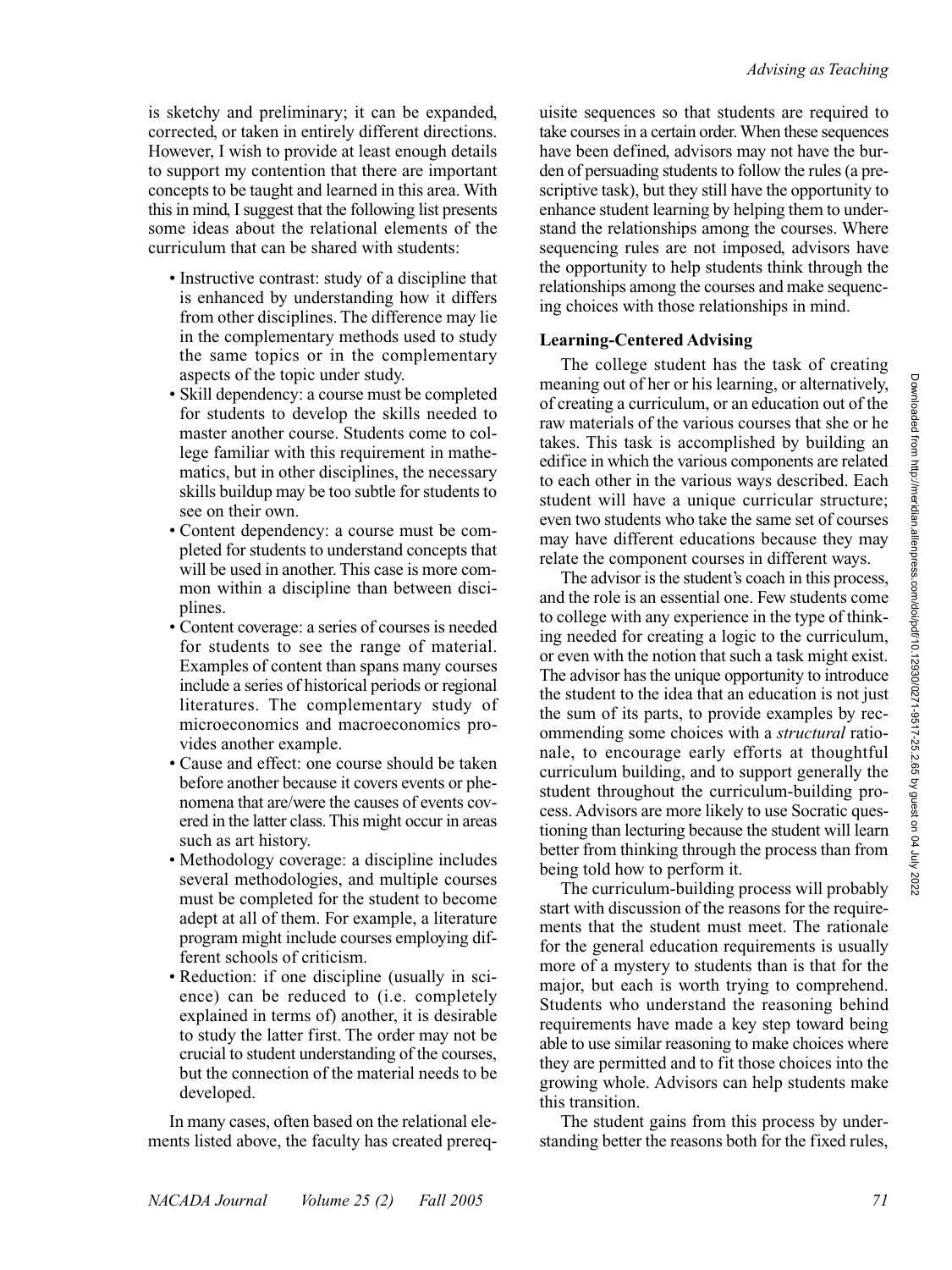is sketchy and preliminary; it can be expanded, corrected, or taken in entirely different directions. However, I wish to provide at least enough details to support my contention that there are important concepts to be taught and learned in this area. With this in mind, I suggest that the following list presents some ideas about the relational elements of the curriculum that can be shared with students:

- Instructive contrast: study of a discipline that is enhanced by understanding how it differs from other disciplines. The difference may lie in the complementary methods used to study the same topics or in the complementary aspects of the topic under study.
- Skill dependency: a course must be completed for students to develop the skills needed to master another course. Students come to college familiar with this requirement in mathematics, but in other disciplines, the necessary skills buildup may be too subtle for students to see on their own.
- Content dependency: a course must be completed for students to understand concepts that will be used in another. This case is more common within a discipline than between disciplines.
- Content coverage: a series of courses is needed for students to see the range of material. Examples of content than spans many courses include a series of historical periods or regional literatures. The complementary study of microeconomics and macroeconomics provides another example.
- Cause and effect: one course should be taken before another because it covers events or phenomena that are/were the causes of events covered in the latter class. This might occur in areas such as art history.
- Methodology coverage: a discipline includes several methodologies, and multiple courses must be completed for the student to become adept at all of them. For example, a literature program might include courses employing different schools of criticism.
- Reduction: if one discipline (usually in science) can be reduced to (i.e. completely explained in terms of) another, it is desirable to study the latter first. The order may not be crucial to student understanding of the courses, but the connection of the material needs to be developed.

In many cases, often based on the relational elements listed above, the faculty has created prerequisite sequences so that students are required to take courses in a certain order. When these sequences have been defined, advisors may not have the burden of persuading students to follow the rules (a prescriptive task), but they still have the opportunity to enhance student learning by helping them to understand the relationships among the courses. Where sequencing rules are not imposed, advisors have the opportunity to help students think through the relationships among the courses and make sequencing choices with those relationships in mind.

## Learning-Centered Advising

The college student has the task of creating meaning out of her or his learning, or alternatively, of creating a curriculum, or an education out of the raw materials of the various courses that she or he takes. This task is accomplished by building an edifice in which the various components are related to each other in the various ways described. Each student will have a unique curricular structure; even two students who take the same set of courses may have different educations because they may relate the component courses in different ways.

The advisor is the student's coach in this process, and the role is an essential one. Few students come to college with any experience in the type of thinking needed for creating a logic to the curriculum, or even with the notion that such a task might exist. The advisor has the unique opportunity to introduce the student to the idea that an education is not just the sum of its parts, to provide examples by recommending some choices with a *structural* rationale, to encourage early efforts at thoughtful curriculum building, and to support generally the student throughout the curriculum-building process. Advisors are more likely to use Socratic questioning than lecturing because the student will learn better from thinking through the process than from being told how to perform it.

The curriculum-building process will probably start with discussion of the reasons for the requirements that the student must meet. The rationale for the general education requirements is usually more of a mystery to students than is that for the major, but each is worth trying to comprehend. Students who understand the reasoning behind requirements have made a key step toward being able to use similar reasoning to make choices where they are permitted and to fit those choices into the growing whole. Advisors can help students make this transition.

The student gains from this process by understanding better the reasons both for the fixed rules,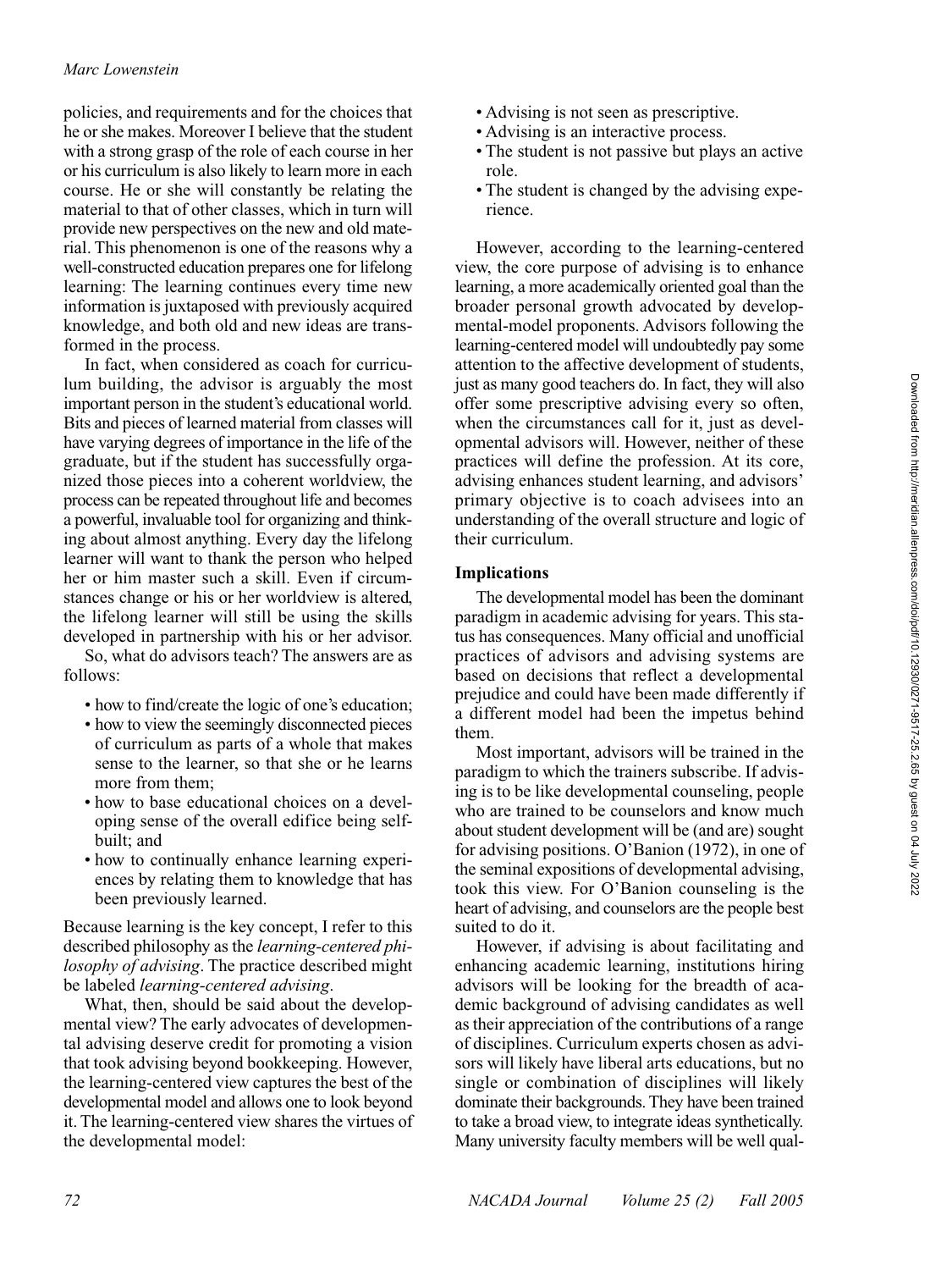policies, and requirements and for the choices that he or she makes. Moreover I believe that the student with a strong grasp of the role of each course in her or his curriculum is also likely to learn more in each course. He or she will constantly be relating the material to that of other classes, which in turn will provide new perspectives on the new and old material. This phenomenon is one of the reasons why a well-constructed education prepares one for lifelong learning: The learning continues every time new information is juxtaposed with previously acquired knowledge, and both old and new ideas are transformed in the process.

In fact, when considered as coach for curriculum building, the advisor is arguably the most important person in the student's educational world. Bits and pieces of learned material from classes will have varying degrees of importance in the life of the graduate, but if the student has successfully organized those pieces into a coherent worldview, the process can be repeated throughout life and becomes a powerful, invaluable tool for organizing and thinking about almost anything. Every day the lifelong learner will want to thank the person who helped her or him master such a skill. Even if circumstances change or his or her worldview is altered, the lifelong learner will still be using the skills developed in partnership with his or her advisor.

So, what do advisors teach? The answers are as follows:

- how to find/create the logic of one's education;
- how to view the seemingly disconnected pieces of curriculum as parts of a whole that makes sense to the learner, so that she or he learns more from them;
- how to base educational choices on a developing sense of the overall edifice being self-built; and
- how to continually enhance learning experiences by relating them to knowledge that has been previously learned.

Because learning is the key concept, I refer to this described philosophy as the *learning-centered philosophy of advising*. The practice described might be labeled *learning-centered advising*.

What, then, should be said about the developmental view? The early advocates of developmental advising deserve credit for promoting a vision that took advising beyond bookkeeping. However, the learning-centered view captures the best of the developmental model and allows one to look beyond it. The learning-centered view shares the virtues of the developmental model:

- Advising is not seen as prescriptive.
- Advising is an interactive process.
- The student is not passive but plays an active role.
- The student is changed by the advising experience.

However, according to the learning-centered view, the core purpose of advising is to enhance learning, a more academically oriented goal than the broader personal growth advocated by developmental-model proponents. Advisors following the learning-centered model will undoubtedly pay some attention to the affective development of students, just as many good teachers do. In fact, they will also offer some prescriptive advising every so often, when the circumstances call for it, just as developmental advisors will. However, neither of these practices will define the profession. At its core, advising enhances student learning, and advisors' primary objective is to coach advisees into an understanding of the overall structure and logic of their curriculum.

### Implications

The developmental model has been the dominant paradigm in academic advising for years. This status has consequences. Many official and unofficial practices of advisors and advising systems are based on decisions that reflect a developmental prejudice and could have been made differently if a different model had been the impetus behind them.

Most important, advisors will be trained in the paradigm to which the trainers subscribe. If advising is to be like developmental counseling, people who are trained to be counselors and know much about student development will be (and are) sought for advising positions. O'Banion (1972), in one of the seminal expositions of developmental advising, took this view. For O'Banion counseling is the heart of advising, and counselors are the people best suited to do it.

However, if advising is about facilitating and enhancing academic learning, institutions hiring advisors will be looking for the breadth of academic background of advising candidates as well as their appreciation of the contributions of a range of disciplines. Curriculum experts chosen as advisors will likely have liberal arts educations, but no single or combination of disciplines will likely dominate their backgrounds. They have been trained to take a broad view, to integrate ideas synthetically. Many university faculty members will be well qual-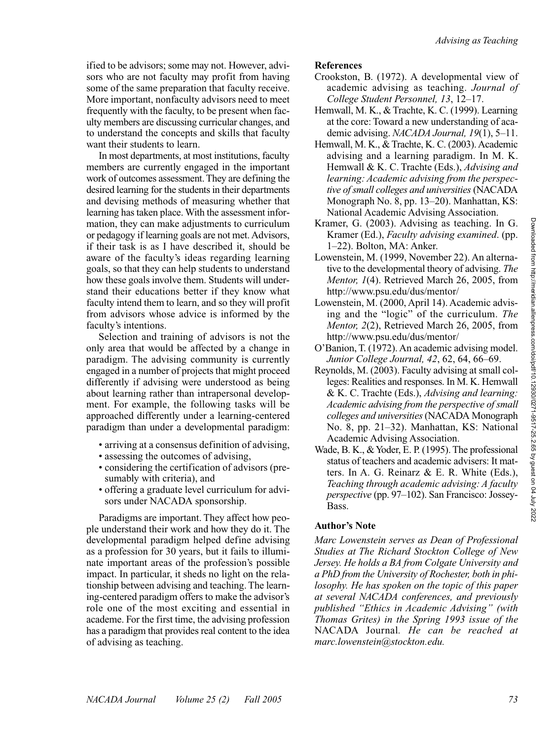ified to be advisors; some may not. However, advisors who are not faculty may profit from having some of the same preparation that faculty receive. More important, nonfaculty advisors need to meet frequently with the faculty, to be present when faculty members are discussing curricular changes, and to understand the concepts and skills that faculty want their students to learn.

In most departments, at most institutions, faculty members are currently engaged in the important work of outcomes assessment. They are defining the desired learning for the students in their departments and devising methods of measuring whether that learning has taken place. With the assessment information, they can make adjustments to curriculum or pedagogy if learning goals are not met. Advisors, if their task is as I have described it, should be aware of the faculty's ideas regarding learning goals, so that they can help students to understand how these goals involve them. Students will understand their educations better if they know what faculty intend them to learn, and so they will profit from advisors whose advice is informed by the faculty's intentions.

Selection and training of advisors is not the only area that would be affected by a change in paradigm. The advising community is currently engaged in a number of projects that might proceed differently if advising were understood as being about learning rather than intrapersonal development. For example, the following tasks will be approached differently under a learning-centered paradigm than under a developmental paradigm:

- arriving at a consensus definition of advising,
- assessing the outcomes of advising,
- considering the certification of advisors (presumably with criteria), and
- offering a graduate level curriculum for advisors under NACADA sponsorship.

Paradigms are important. They affect how people understand their work and how they do it. The developmental paradigm helped define advising as a profession for 30 years, but it fails to illuminate important areas of the profession's possible impact. In particular, it sheds no light on the relationship between advising and teaching. The learning-centered paradigm offers to make the advisor's role one of the most exciting and essential in academe. For the first time, the advising profession has a paradigm that provides real content to the idea of advising as teaching.

## References

Crookston, B. (1972). A developmental view of academic advising as teaching. *Journal of College Student Personnel, 13*, 12–17.

Hemwall, M. K., & Trachte, K. C. (1999). Learning at the core: Toward a new understanding of academic advising. *NACADA Journal, 19*(1), 5–11.

Hemwall, M. K., & Trachte, K. C. (2003). Academic advising and a learning paradigm. In M. K. Hemwall & K. C. Trachte (Eds.), *Advising and learning: Academic advising from the perspective of small colleges and universities* (NACADA Monograph No. 8, pp. 13–20). Manhattan, KS: National Academic Advising Association.

Kramer, G. (2003). Advising as teaching. In G. Kramer (Ed.), *Faculty advising examined*. (pp. 1–22). Bolton, MA: Anker.

Lowenstein, M. (1999, November 22). An alternative to the developmental theory of advising. *The Mentor, 1*(4). Retrieved March 26, 2005, from http://www.psu.edu/dus/mentor/

Lowenstein, M. (2000, April 14). Academic advising and the "logic" of the curriculum. *The Mentor, 2*(2), Retrieved March 26, 2005, from http://www.psu.edu/dus/mentor/

O'Banion, T. (1972). An academic advising model. *Junior College Journal, 42*, 62, 64, 66–69.

Reynolds, M. (2003). Faculty advising at small colleges: Realities and responses. In M. K. Hemwall & K. C. Trachte (Eds.), *Advising and learning: Academic advising from the perspective of small colleges and universities* (NACADA Monograph No. 8, pp. 21–32). Manhattan, KS: National Academic Advising Association.

Wade, B. K., & Yoder, E. P. (1995). The professional status of teachers and academic advisers: It matters. In A. G. Reinarz & E. R. White (Eds.), *Teaching through academic advising: A faculty perspective* (pp. 97–102). San Francisco: Jossey-Bass.

## Author's Note

*Marc Lowenstein serves as Dean of Professional Studies at The Richard Stockton College of New Jersey. He holds a BA from Colgate University and a PhD from the University of Rochester, both in philosophy. He has spoken on the topic of this paper at several NACADA conferences, and previously published "Ethics in Academic Advising" (with Thomas Grites) in the Spring 1993 issue of the* NACADA Journal*. He can be reached at marc.lowenstein@stockton.edu.*